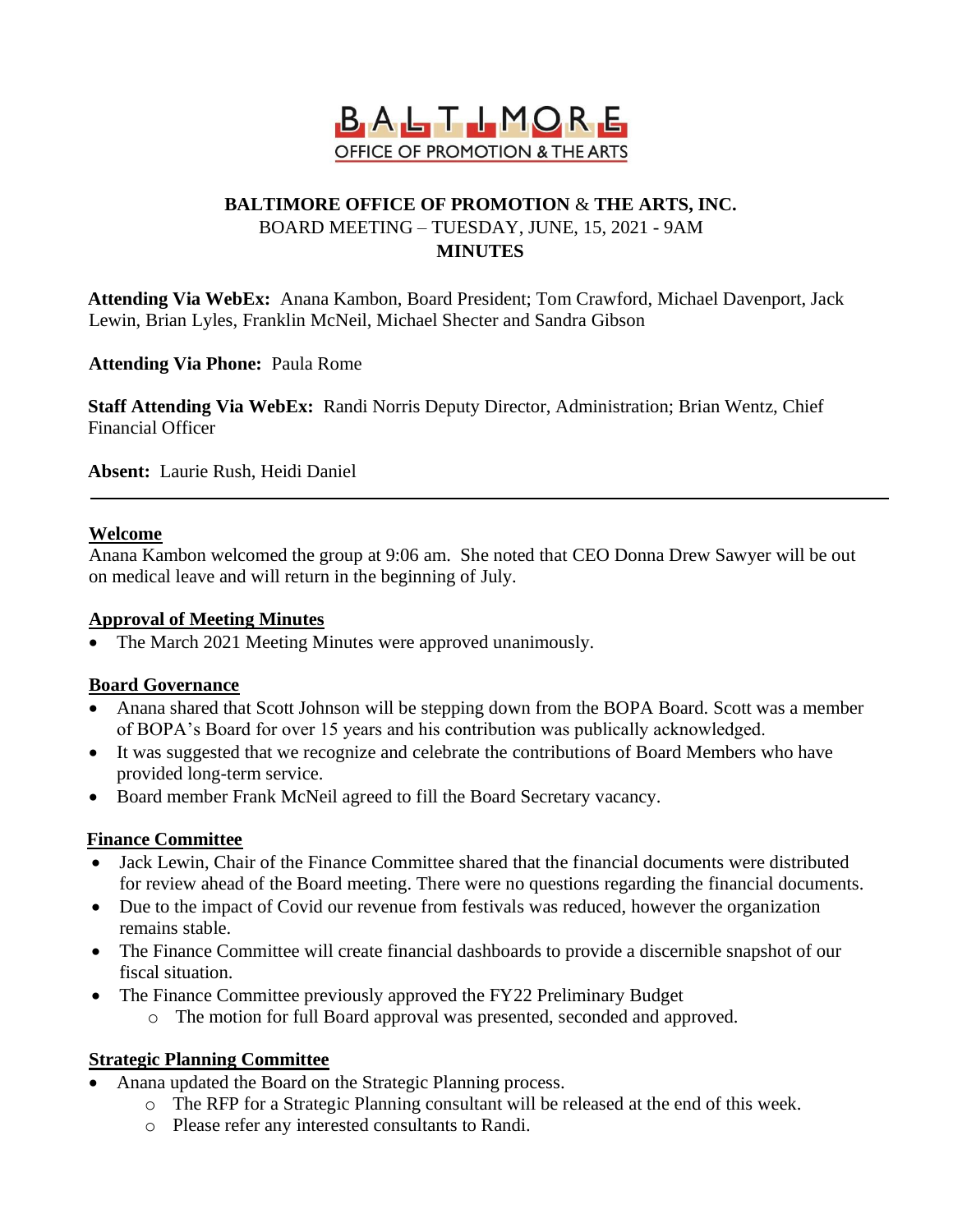BALTIMORE
OFFICE OF PROMOTION & THE ARTS

# BALTIMORE OFFICE OF PROMOTION & THE ARTS, INC.

BOARD MEETING – TUESDAY, JUNE, 15, 2021 - 9AM

**MINUTES**

**Attending Via WebEx:** Anana Kambon, Board President; Tom Crawford, Michael Davenport, Jack Lewin, Brian Lyles, Franklin McNeil, Michael Shecter and Sandra Gibson

**Attending Via Phone:** Paula Rome

**Staff Attending Via WebEx:** Randi Norris Deputy Director, Administration; Brian Wentz, Chief Financial Officer

**Absent:** Laurie Rush, Heidi Daniel

---

## Welcome

Anana Kambon welcomed the group at 9:06 am. She noted that CEO Donna Drew Sawyer will be out on medical leave and will return in the beginning of July.

## Approval of Meeting Minutes

- The March 2021 Meeting Minutes were approved unanimously.

## Board Governance

- Anana shared that Scott Johnson will be stepping down from the BOPA Board. Scott was a member of BOPA's Board for over 15 years and his contribution was publically acknowledged.
- It was suggested that we recognize and celebrate the contributions of Board Members who have provided long-term service.
- Board member Frank McNeil agreed to fill the Board Secretary vacancy.

## Finance Committee

- Jack Lewin, Chair of the Finance Committee shared that the financial documents were distributed for review ahead of the Board meeting. There were no questions regarding the financial documents.
- Due to the impact of Covid our revenue from festivals was reduced, however the organization remains stable.
- The Finance Committee will create financial dashboards to provide a discernible snapshot of our fiscal situation.
- The Finance Committee previously approved the FY22 Preliminary Budget
  - The motion for full Board approval was presented, seconded and approved.

## Strategic Planning Committee

- Anana updated the Board on the Strategic Planning process.
  - The RFP for a Strategic Planning consultant will be released at the end of this week.
  - Please refer any interested consultants to Randi.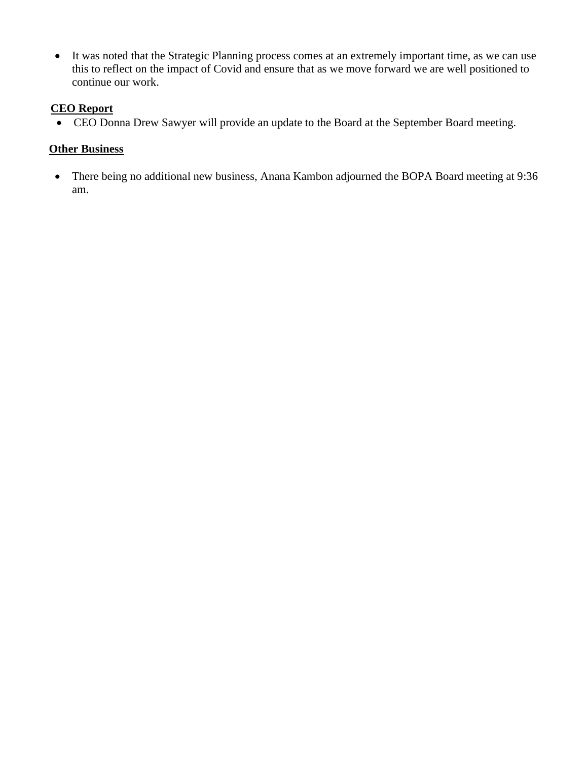- It was noted that the Strategic Planning process comes at an extremely important time, as we can use this to reflect on the impact of Covid and ensure that as we move forward we are well positioned to continue our work.

**CEO Report**

- CEO Donna Drew Sawyer will provide an update to the Board at the September Board meeting.

**Other Business**

- There being no additional new business, Anana Kambon adjourned the BOPA Board meeting at 9:36 am.